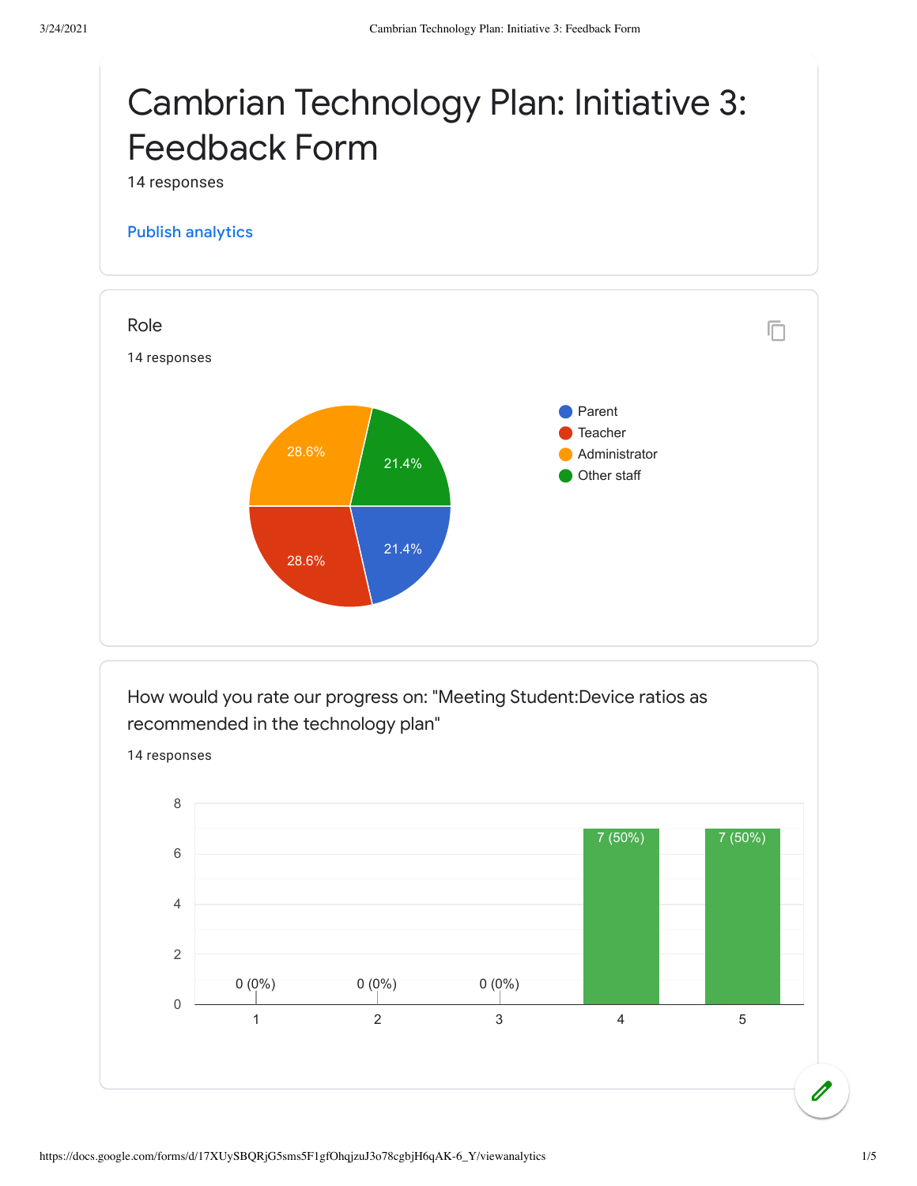# Cambrian Technology Plan: Initiative 3: Feedback Form

14 responses

Publish analytics

## Role

14 responses

| Role | Percentage |
|---|---|
| Parent | 21.4% |
| Teacher | 28.6% |
| Administrator | 28.6% |
| Other staff | 21.4% |

## How would you rate our progress on: "Meeting Student:Device ratios as recommended in the technology plan"

14 responses

| Rating | Responses |
|---|---|
| 1 | 0 (0%) |
| 2 | 0 (0%) |
| 3 | 0 (0%) |
| 4 | 7 (50%) |
| 5 | 7 (50%) |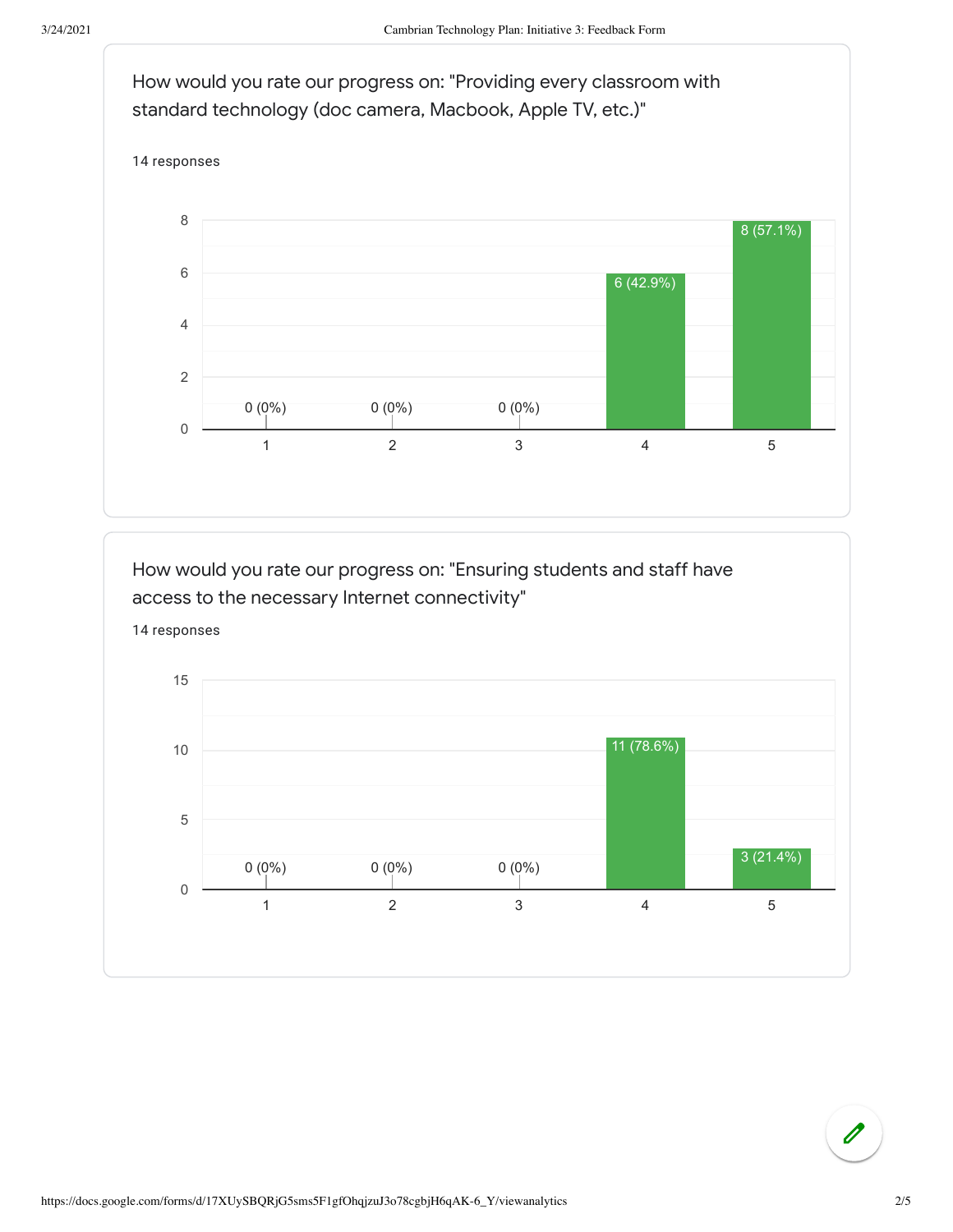How would you rate our progress on: "Providing every classroom with standard technology (doc camera, Macbook, Apple TV, etc.)"

14 responses

| Rating | Responses |
| --- | --- |
| 1 | 0 (0%) |
| 2 | 0 (0%) |
| 3 | 0 (0%) |
| 4 | 6 (42.9%) |
| 5 | 8 (57.1%) |

How would you rate our progress on: "Ensuring students and staff have access to the necessary Internet connectivity"

14 responses

| Rating | Responses |
| --- | --- |
| 1 | 0 (0%) |
| 2 | 0 (0%) |
| 3 | 0 (0%) |
| 4 | 11 (78.6%) |
| 5 | 3 (21.4%) |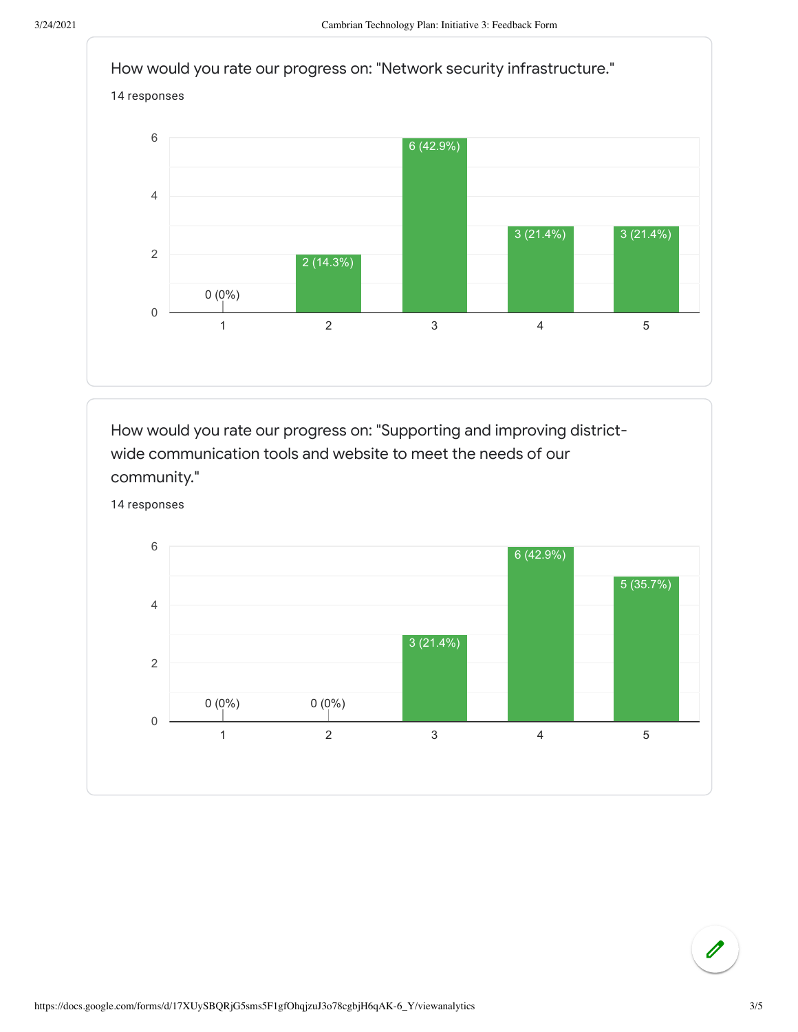How would you rate our progress on: "Network security infrastructure."

14 responses

| Rating | Responses |
|---|---|
| 1 | 0 (0%) |
| 2 | 2 (14.3%) |
| 3 | 6 (42.9%) |
| 4 | 3 (21.4%) |
| 5 | 3 (21.4%) |

How would you rate our progress on: "Supporting and improving district-wide communication tools and website to meet the needs of our community."

14 responses

| Rating | Responses |
|---|---|
| 1 | 0 (0%) |
| 2 | 0 (0%) |
| 3 | 3 (21.4%) |
| 4 | 6 (42.9%) |
| 5 | 5 (35.7%) |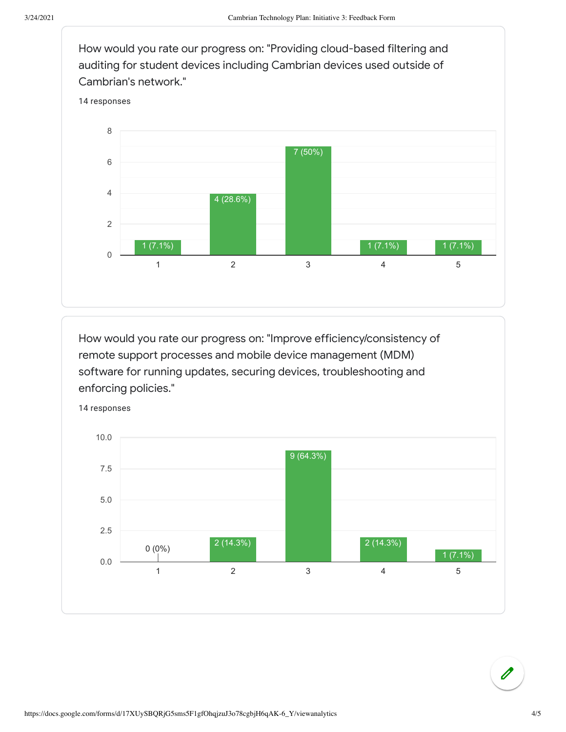How would you rate our progress on: "Providing cloud-based filtering and auditing for student devices including Cambrian devices used outside of Cambrian's network."

14 responses

| Rating | Responses |
|---|---|
| 1 | 1 (7.1%) |
| 2 | 4 (28.6%) |
| 3 | 7 (50%) |
| 4 | 1 (7.1%) |
| 5 | 1 (7.1%) |

How would you rate our progress on: "Improve efficiency/consistency of remote support processes and mobile device management (MDM) software for running updates, securing devices, troubleshooting and enforcing policies."

14 responses

| Rating | Responses |
|---|---|
| 1 | 0 (0%) |
| 2 | 2 (14.3%) |
| 3 | 9 (64.3%) |
| 4 | 2 (14.3%) |
| 5 | 1 (7.1%) |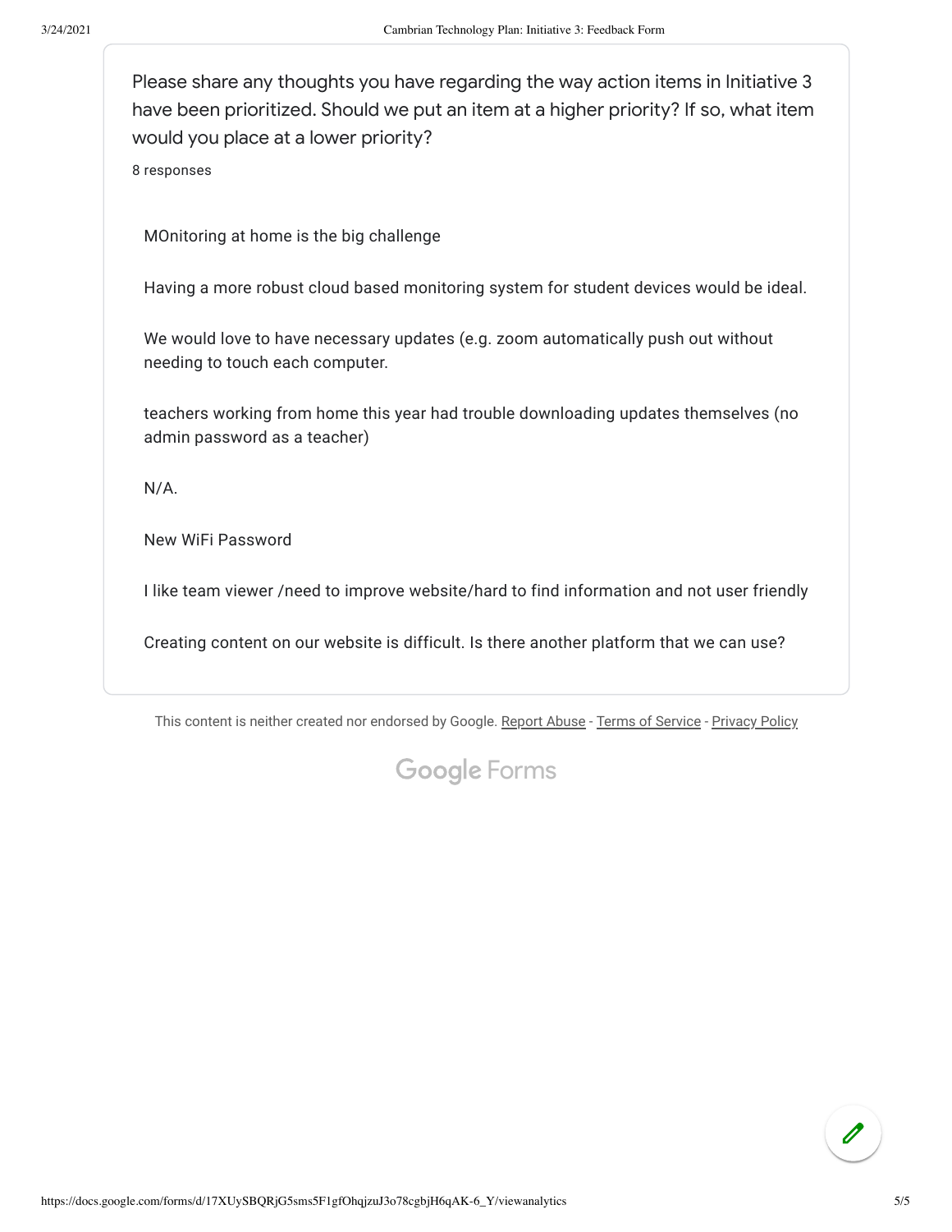Please share any thoughts you have regarding the way action items in Initiative 3 have been prioritized. Should we put an item at a higher priority? If so, what item would you place at a lower priority?

8 responses

MOnitoring at home is the big challenge

Having a more robust cloud based monitoring system for student devices would be ideal.

We would love to have necessary updates (e.g. zoom automatically push out without needing to touch each computer.

teachers working from home this year had trouble downloading updates themselves (no admin password as a teacher)

N/A.

New WiFi Password

I like team viewer /need to improve website/hard to find information and not user friendly

Creating content on our website is difficult. Is there another platform that we can use?

This content is neither created nor endorsed by Google. Report Abuse - Terms of Service - Privacy Policy

Google Forms